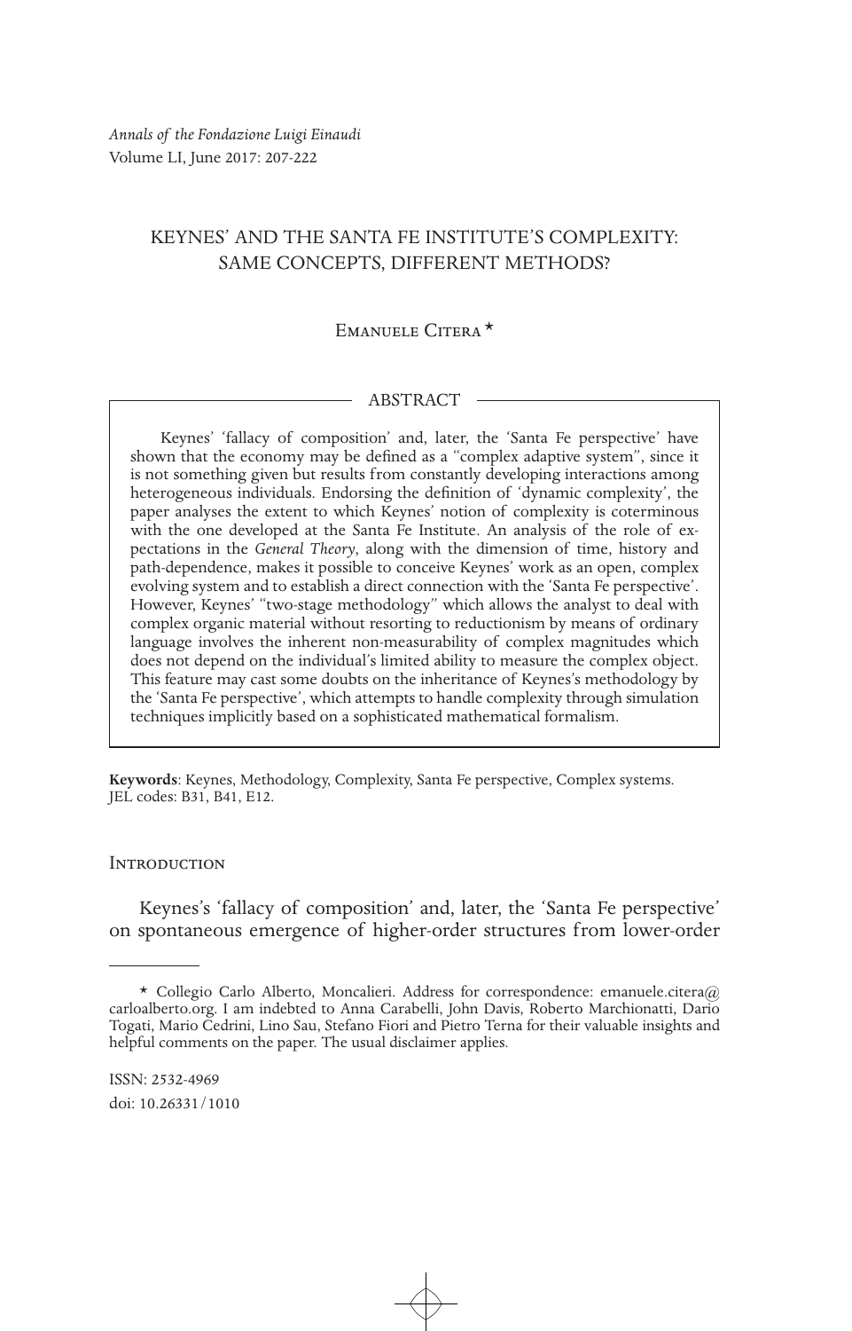# KEYNES' AND THE SANTA FE INSTITUTE'S COMPLEXITY: SAME CONCEPTS, DIFFERENT METHODS?

Emanuele Citera [*]

## ABSTRACT

Keynes' 'fallacy of composition' and, later, the 'Santa Fe perspective' have shown that the economy may be defined as a "complex adaptive system", since it is not something given but results from constantly developing interactions among heterogeneous individuals. Endorsing the definition of 'dynamic complexity', the paper analyses the extent to which Keynes' notion of complexity is coterminous with the one developed at the Santa Fe Institute. An analysis of the role of expectations in the *General Theory*, along with the dimension of time, history and path-dependence, makes it possible to conceive Keynes' work as an open, complex evolving system and to establish a direct connection with the 'Santa Fe perspective'. However, Keynes' "two-stage methodology" which allows the analyst to deal with complex organic material without resorting to reductionism by means of ordinary language involves the inherent non-measurability of complex magnitudes which does not depend on the individual's limited ability to measure the complex object. This feature may cast some doubts on the inheritance of Keynes's methodology by the 'Santa Fe perspective', which attempts to handle complexity through simulation techniques implicitly based on a sophisticated mathematical formalism.

**Keywords**: Keynes, Methodology, Complexity, Santa Fe perspective, Complex systems.
JEL codes: B31, B41, E12.

## Introduction

Keynes's 'fallacy of composition' and, later, the 'Santa Fe perspective' on spontaneous emergence of higher-order structures from lower-order

---

[*] Collegio Carlo Alberto, Moncalieri. Address for correspondence: emanuele.citera@carloalberto.org. I am indebted to Anna Carabelli, John Davis, Roberto Marchionatti, Dario Togati, Mario Cedrini, Lino Sau, Stefano Fiori and Pietro Terna for their valuable insights and helpful comments on the paper. The usual disclaimer applies.

ISSN: 2532-4969
doi: 10.26331/1010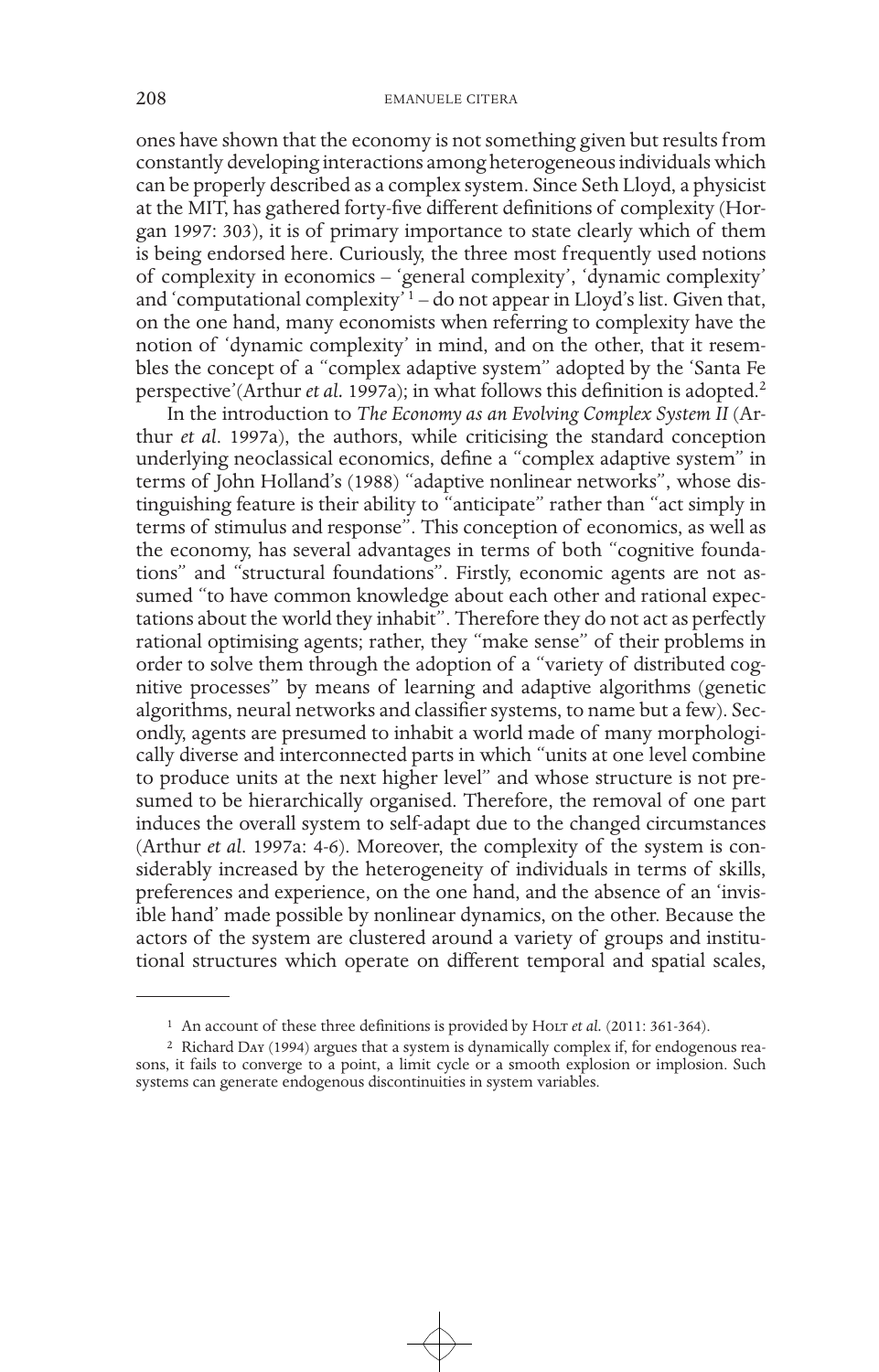ones have shown that the economy is not something given but results from constantly developing interactions among heterogeneous individuals which can be properly described as a complex system. Since Seth Lloyd, a physicist at the MIT, has gathered forty-five different definitions of complexity (Horgan 1997: 303), it is of primary importance to state clearly which of them is being endorsed here. Curiously, the three most frequently used notions of complexity in economics – 'general complexity', 'dynamic complexity' and 'computational complexity'[1] – do not appear in Lloyd's list. Given that, on the one hand, many economists when referring to complexity have the notion of 'dynamic complexity' in mind, and on the other, that it resembles the concept of a "complex adaptive system" adopted by the 'Santa Fe perspective'(Arthur *et al.* 1997a); in what follows this definition is adopted.[2]

In the introduction to *The Economy as an Evolving Complex System II* (Arthur *et al.* 1997a), the authors, while criticising the standard conception underlying neoclassical economics, define a "complex adaptive system" in terms of John Holland's (1988) "adaptive nonlinear networks", whose distinguishing feature is their ability to "anticipate" rather than "act simply in terms of stimulus and response". This conception of economics, as well as the economy, has several advantages in terms of both "cognitive foundations" and "structural foundations". Firstly, economic agents are not assumed "to have common knowledge about each other and rational expectations about the world they inhabit". Therefore they do not act as perfectly rational optimising agents; rather, they "make sense" of their problems in order to solve them through the adoption of a "variety of distributed cognitive processes" by means of learning and adaptive algorithms (genetic algorithms, neural networks and classifier systems, to name but a few). Secondly, agents are presumed to inhabit a world made of many morphologically diverse and interconnected parts in which "units at one level combine to produce units at the next higher level" and whose structure is not presumed to be hierarchically organised. Therefore, the removal of one part induces the overall system to self-adapt due to the changed circumstances (Arthur *et al.* 1997a: 4-6). Moreover, the complexity of the system is considerably increased by the heterogeneity of individuals in terms of skills, preferences and experience, on the one hand, and the absence of an 'invisible hand' made possible by nonlinear dynamics, on the other. Because the actors of the system are clustered around a variety of groups and institutional structures which operate on different temporal and spatial scales,

---

[1] An account of these three definitions is provided by Holt *et al.* (2011: 361-364).

[2] Richard Day (1994) argues that a system is dynamically complex if, for endogenous reasons, it fails to converge to a point, a limit cycle or a smooth explosion or implosion. Such systems can generate endogenous discontinuities in system variables.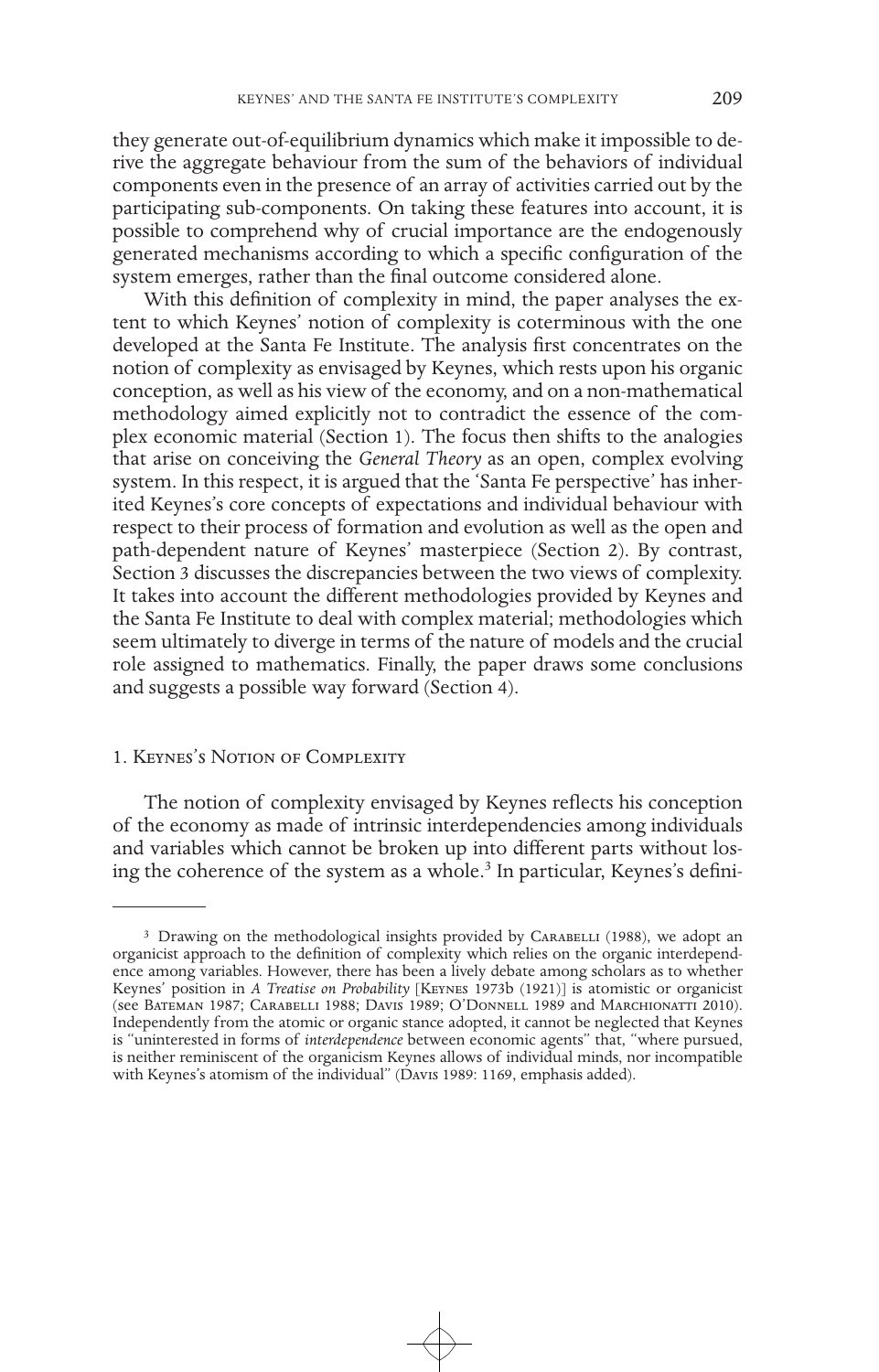they generate out-of-equilibrium dynamics which make it impossible to derive the aggregate behaviour from the sum of the behaviors of individual components even in the presence of an array of activities carried out by the participating sub-components. On taking these features into account, it is possible to comprehend why of crucial importance are the endogenously generated mechanisms according to which a specific configuration of the system emerges, rather than the final outcome considered alone.

With this definition of complexity in mind, the paper analyses the extent to which Keynes' notion of complexity is coterminous with the one developed at the Santa Fe Institute. The analysis first concentrates on the notion of complexity as envisaged by Keynes, which rests upon his organic conception, as well as his view of the economy, and on a non-mathematical methodology aimed explicitly not to contradict the essence of the complex economic material (Section 1). The focus then shifts to the analogies that arise on conceiving the *General Theory* as an open, complex evolving system. In this respect, it is argued that the 'Santa Fe perspective' has inherited Keynes's core concepts of expectations and individual behaviour with respect to their process of formation and evolution as well as the open and path-dependent nature of Keynes' masterpiece (Section 2). By contrast, Section 3 discusses the discrepancies between the two views of complexity. It takes into account the different methodologies provided by Keynes and the Santa Fe Institute to deal with complex material; methodologies which seem ultimately to diverge in terms of the nature of models and the crucial role assigned to mathematics. Finally, the paper draws some conclusions and suggests a possible way forward (Section 4).

## 1. Keynes's Notion of Complexity

The notion of complexity envisaged by Keynes reflects his conception of the economy as made of intrinsic interdependencies among individuals and variables which cannot be broken up into different parts without losing the coherence of the system as a whole.[3] In particular, Keynes's defini-

---

[3] Drawing on the methodological insights provided by Carabelli (1988), we adopt an organicist approach to the definition of complexity which relies on the organic interdependence among variables. However, there has been a lively debate among scholars as to whether Keynes' position in *A Treatise on Probability* [Keynes 1973b (1921)] is atomistic or organicist (see Bateman 1987; Carabelli 1988; Davis 1989; O'Donnell 1989 and Marchionatti 2010). Independently from the atomic or organic stance adopted, it cannot be neglected that Keynes is "uninterested in forms of *interdependence* between economic agents" that, "where pursued, is neither reminiscent of the organicism Keynes allows of individual minds, nor incompatible with Keynes's atomism of the individual" (Davis 1989: 1169, emphasis added).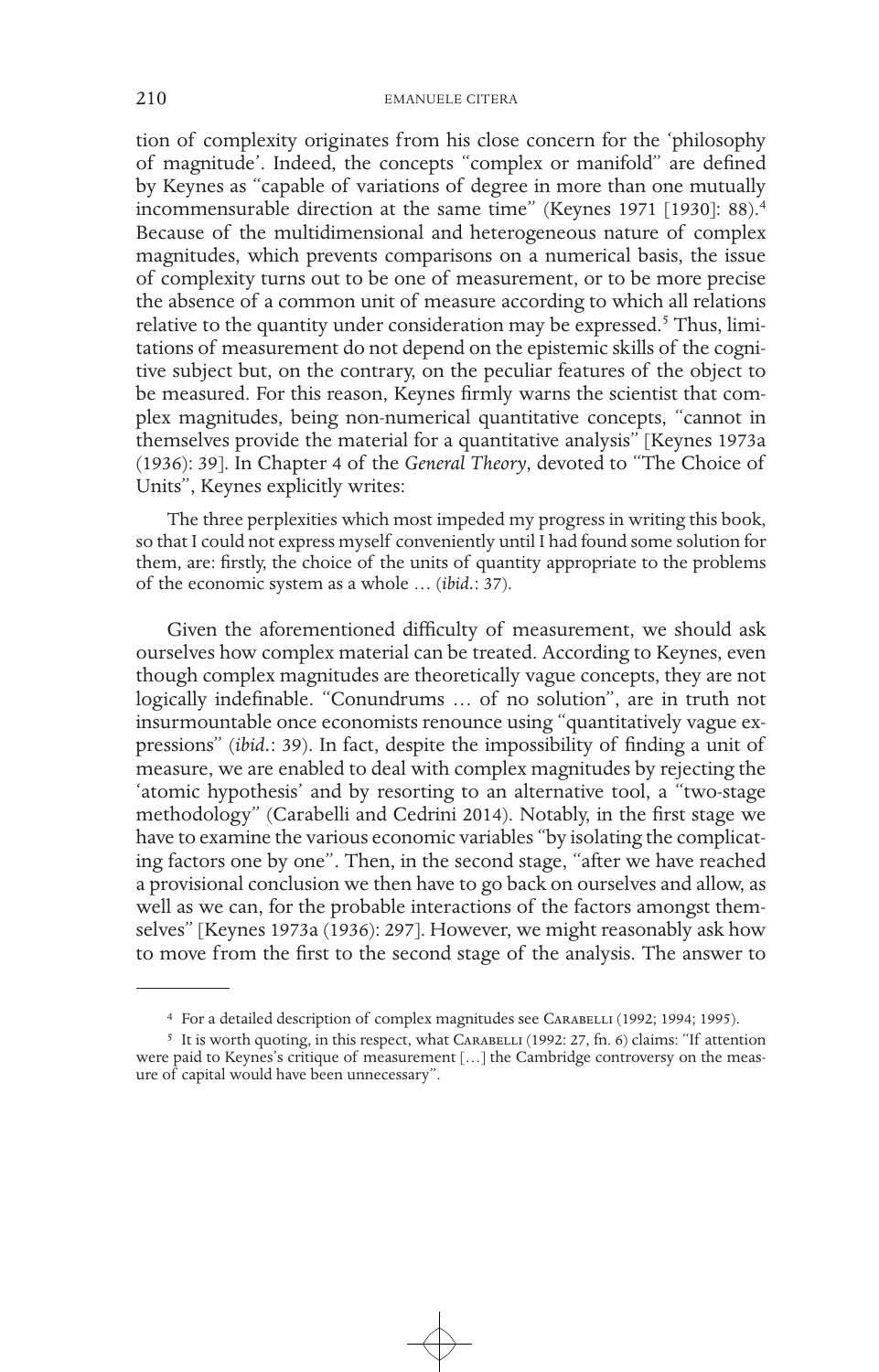tion of complexity originates from his close concern for the 'philosophy of magnitude'. Indeed, the concepts "complex or manifold" are defined by Keynes as "capable of variations of degree in more than one mutually incommensurable direction at the same time" (Keynes 1971 [1930]: 88).[4] Because of the multidimensional and heterogeneous nature of complex magnitudes, which prevents comparisons on a numerical basis, the issue of complexity turns out to be one of measurement, or to be more precise the absence of a common unit of measure according to which all relations relative to the quantity under consideration may be expressed.[5] Thus, limitations of measurement do not depend on the epistemic skills of the cognitive subject but, on the contrary, on the peculiar features of the object to be measured. For this reason, Keynes firmly warns the scientist that complex magnitudes, being non-numerical quantitative concepts, "cannot in themselves provide the material for a quantitative analysis" [Keynes 1973a (1936): 39]. In Chapter 4 of the *General Theory*, devoted to "The Choice of Units", Keynes explicitly writes:

> The three perplexities which most impeded my progress in writing this book, so that I could not express myself conveniently until I had found some solution for them, are: firstly, the choice of the units of quantity appropriate to the problems of the economic system as a whole … (*ibid.*: 37).

Given the aforementioned difficulty of measurement, we should ask ourselves how complex material can be treated. According to Keynes, even though complex magnitudes are theoretically vague concepts, they are not logically indefinable. "Conundrums … of no solution", are in truth not insurmountable once economists renounce using "quantitatively vague expressions" (*ibid.*: 39). In fact, despite the impossibility of finding a unit of measure, we are enabled to deal with complex magnitudes by rejecting the 'atomic hypothesis' and by resorting to an alternative tool, a "two-stage methodology" (Carabelli and Cedrini 2014). Notably, in the first stage we have to examine the various economic variables "by isolating the complicating factors one by one". Then, in the second stage, "after we have reached a provisional conclusion we then have to go back on ourselves and allow, as well as we can, for the probable interactions of the factors amongst themselves" [Keynes 1973a (1936): 297]. However, we might reasonably ask how to move from the first to the second stage of the analysis. The answer to

---

[4] For a detailed description of complex magnitudes see Carabelli (1992; 1994; 1995).

[5] It is worth quoting, in this respect, what Carabelli (1992: 27, fn. 6) claims: "If attention were paid to Keynes's critique of measurement […] the Cambridge controversy on the measure of capital would have been unnecessary".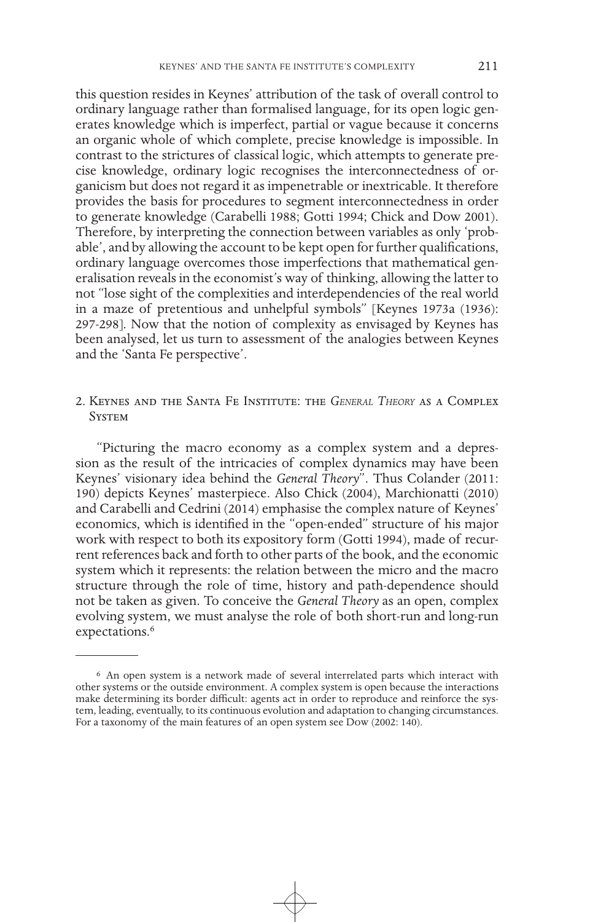this question resides in Keynes' attribution of the task of overall control to ordinary language rather than formalised language, for its open logic generates knowledge which is imperfect, partial or vague because it concerns an organic whole of which complete, precise knowledge is impossible. In contrast to the strictures of classical logic, which attempts to generate precise knowledge, ordinary logic recognises the interconnectedness of organicism but does not regard it as impenetrable or inextricable. It therefore provides the basis for procedures to segment interconnectedness in order to generate knowledge (Carabelli 1988; Gotti 1994; Chick and Dow 2001). Therefore, by interpreting the connection between variables as only 'probable', and by allowing the account to be kept open for further qualifications, ordinary language overcomes those imperfections that mathematical generalisation reveals in the economist's way of thinking, allowing the latter to not "lose sight of the complexities and interdependencies of the real world in a maze of pretentious and unhelpful symbols" [Keynes 1973a (1936): 297-298]. Now that the notion of complexity as envisaged by Keynes has been analysed, let us turn to assessment of the analogies between Keynes and the 'Santa Fe perspective'.

## 2. Keynes and the Santa Fe Institute: the *General Theory* as a Complex System

"Picturing the macro economy as a complex system and a depression as the result of the intricacies of complex dynamics may have been Keynes' visionary idea behind the *General Theory*". Thus Colander (2011: 190) depicts Keynes' masterpiece. Also Chick (2004), Marchionatti (2010) and Carabelli and Cedrini (2014) emphasise the complex nature of Keynes' economics, which is identified in the "open-ended" structure of his major work with respect to both its expository form (Gotti 1994), made of recurrent references back and forth to other parts of the book, and the economic system which it represents: the relation between the micro and the macro structure through the role of time, history and path-dependence should not be taken as given. To conceive the *General Theory* as an open, complex evolving system, we must analyse the role of both short-run and long-run expectations.[6]

---

[6] An open system is a network made of several interrelated parts which interact with other systems or the outside environment. A complex system is open because the interactions make determining its border difficult: agents act in order to reproduce and reinforce the system, leading, eventually, to its continuous evolution and adaptation to changing circumstances. For a taxonomy of the main features of an open system see Dow (2002: 140).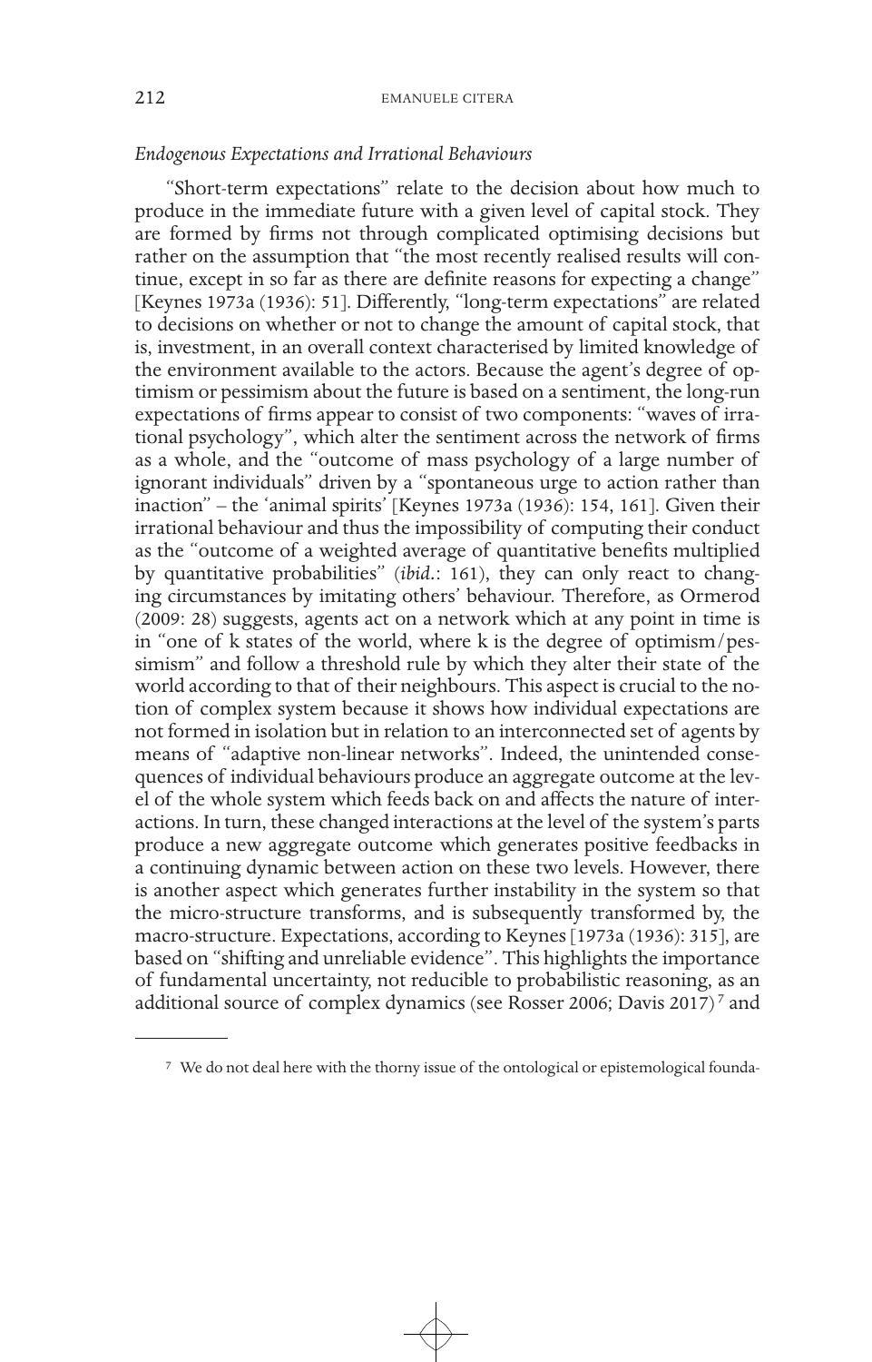### *Endogenous Expectations and Irrational Behaviours*

"Short-term expectations" relate to the decision about how much to produce in the immediate future with a given level of capital stock. They are formed by firms not through complicated optimising decisions but rather on the assumption that "the most recently realised results will continue, except in so far as there are definite reasons for expecting a change" [Keynes 1973a (1936): 51]. Differently, "long-term expectations" are related to decisions on whether or not to change the amount of capital stock, that is, investment, in an overall context characterised by limited knowledge of the environment available to the actors. Because the agent's degree of optimism or pessimism about the future is based on a sentiment, the long-run expectations of firms appear to consist of two components: "waves of irrational psychology", which alter the sentiment across the network of firms as a whole, and the "outcome of mass psychology of a large number of ignorant individuals" driven by a "spontaneous urge to action rather than inaction" – the 'animal spirits' [Keynes 1973a (1936): 154, 161]. Given their irrational behaviour and thus the impossibility of computing their conduct as the "outcome of a weighted average of quantitative benefits multiplied by quantitative probabilities" (*ibid.*: 161), they can only react to changing circumstances by imitating others' behaviour. Therefore, as Ormerod (2009: 28) suggests, agents act on a network which at any point in time is in "one of k states of the world, where k is the degree of optimism/pessimism" and follow a threshold rule by which they alter their state of the world according to that of their neighbours. This aspect is crucial to the notion of complex system because it shows how individual expectations are not formed in isolation but in relation to an interconnected set of agents by means of "adaptive non-linear networks". Indeed, the unintended consequences of individual behaviours produce an aggregate outcome at the level of the whole system which feeds back on and affects the nature of interactions. In turn, these changed interactions at the level of the system's parts produce a new aggregate outcome which generates positive feedbacks in a continuing dynamic between action on these two levels. However, there is another aspect which generates further instability in the system so that the micro-structure transforms, and is subsequently transformed by, the macro-structure. Expectations, according to Keynes [1973a (1936): 315], are based on "shifting and unreliable evidence". This highlights the importance of fundamental uncertainty, not reducible to probabilistic reasoning, as an additional source of complex dynamics (see Rosser 2006; Davis 2017)[7] and

---

[7] We do not deal here with the thorny issue of the ontological or epistemological founda-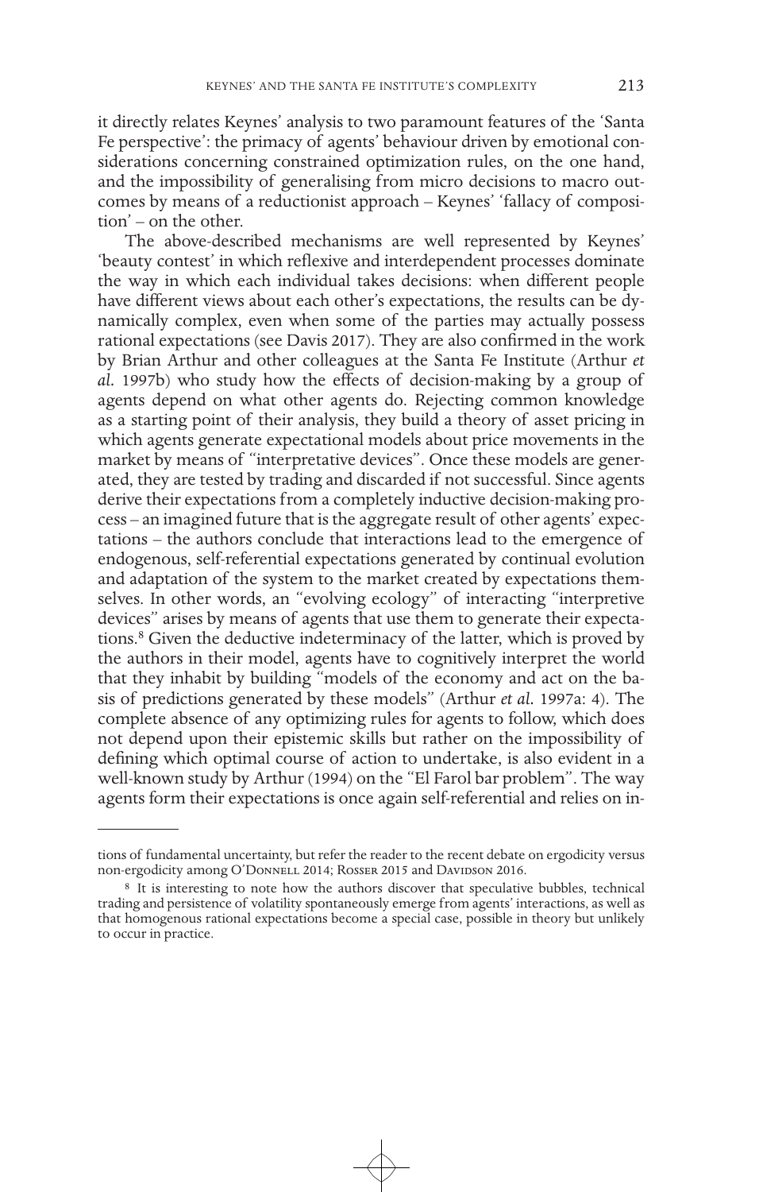it directly relates Keynes' analysis to two paramount features of the 'Santa Fe perspective': the primacy of agents' behaviour driven by emotional considerations concerning constrained optimization rules, on the one hand, and the impossibility of generalising from micro decisions to macro outcomes by means of a reductionist approach – Keynes' 'fallacy of composition' – on the other.

The above-described mechanisms are well represented by Keynes' 'beauty contest' in which reflexive and interdependent processes dominate the way in which each individual takes decisions: when different people have different views about each other's expectations, the results can be dynamically complex, even when some of the parties may actually possess rational expectations (see Davis 2017). They are also confirmed in the work by Brian Arthur and other colleagues at the Santa Fe Institute (Arthur *et al.* 1997b) who study how the effects of decision-making by a group of agents depend on what other agents do. Rejecting common knowledge as a starting point of their analysis, they build a theory of asset pricing in which agents generate expectational models about price movements in the market by means of "interpretative devices". Once these models are generated, they are tested by trading and discarded if not successful. Since agents derive their expectations from a completely inductive decision-making process – an imagined future that is the aggregate result of other agents' expectations – the authors conclude that interactions lead to the emergence of endogenous, self-referential expectations generated by continual evolution and adaptation of the system to the market created by expectations themselves. In other words, an "evolving ecology" of interacting "interpretive devices" arises by means of agents that use them to generate their expectations.[8] Given the deductive indeterminacy of the latter, which is proved by the authors in their model, agents have to cognitively interpret the world that they inhabit by building "models of the economy and act on the basis of predictions generated by these models" (Arthur *et al.* 1997a: 4). The complete absence of any optimizing rules for agents to follow, which does not depend upon their epistemic skills but rather on the impossibility of defining which optimal course of action to undertake, is also evident in a well-known study by Arthur (1994) on the "El Farol bar problem". The way agents form their expectations is once again self-referential and relies on in-

---

tions of fundamental uncertainty, but refer the reader to the recent debate on ergodicity versus non-ergodicity among O'Donnell 2014; Rosser 2015 and Davidson 2016.

[8] It is interesting to note how the authors discover that speculative bubbles, technical trading and persistence of volatility spontaneously emerge from agents' interactions, as well as that homogenous rational expectations become a special case, possible in theory but unlikely to occur in practice.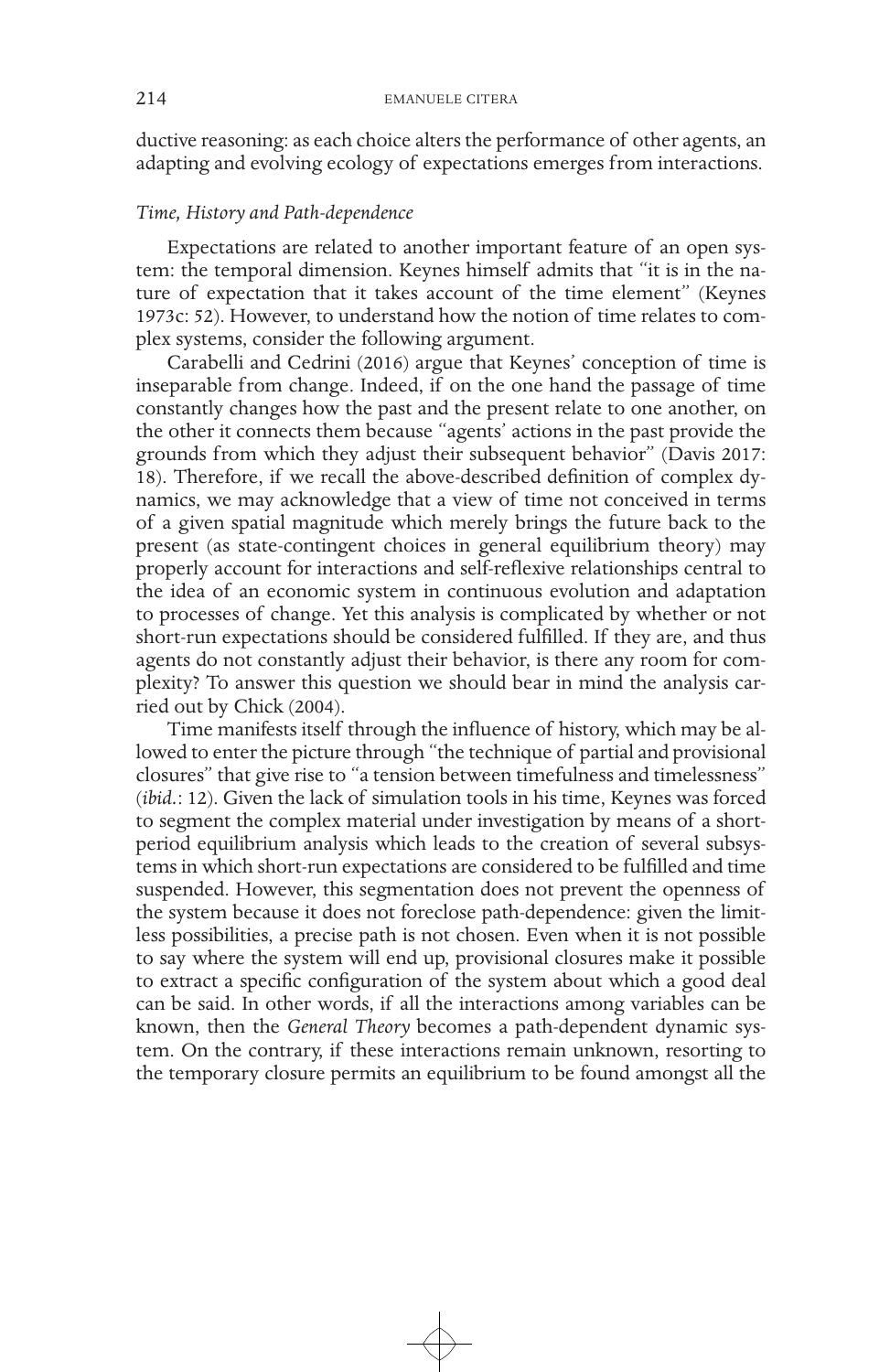ductive reasoning: as each choice alters the performance of other agents, an adapting and evolving ecology of expectations emerges from interactions.

### *Time, History and Path-dependence*

Expectations are related to another important feature of an open system: the temporal dimension. Keynes himself admits that "it is in the nature of expectation that it takes account of the time element" (Keynes 1973c: 52). However, to understand how the notion of time relates to complex systems, consider the following argument.

Carabelli and Cedrini (2016) argue that Keynes' conception of time is inseparable from change. Indeed, if on the one hand the passage of time constantly changes how the past and the present relate to one another, on the other it connects them because "agents' actions in the past provide the grounds from which they adjust their subsequent behavior" (Davis 2017: 18). Therefore, if we recall the above-described definition of complex dynamics, we may acknowledge that a view of time not conceived in terms of a given spatial magnitude which merely brings the future back to the present (as state-contingent choices in general equilibrium theory) may properly account for interactions and self-reflexive relationships central to the idea of an economic system in continuous evolution and adaptation to processes of change. Yet this analysis is complicated by whether or not short-run expectations should be considered fulfilled. If they are, and thus agents do not constantly adjust their behavior, is there any room for complexity? To answer this question we should bear in mind the analysis carried out by Chick (2004).

Time manifests itself through the influence of history, which may be allowed to enter the picture through "the technique of partial and provisional closures" that give rise to "a tension between timefulness and timelessness" (*ibid.*: 12). Given the lack of simulation tools in his time, Keynes was forced to segment the complex material under investigation by means of a short-period equilibrium analysis which leads to the creation of several subsystems in which short-run expectations are considered to be fulfilled and time suspended. However, this segmentation does not prevent the openness of the system because it does not foreclose path-dependence: given the limitless possibilities, a precise path is not chosen. Even when it is not possible to say where the system will end up, provisional closures make it possible to extract a specific configuration of the system about which a good deal can be said. In other words, if all the interactions among variables can be known, then the *General Theory* becomes a path-dependent dynamic system. On the contrary, if these interactions remain unknown, resorting to the temporary closure permits an equilibrium to be found amongst all the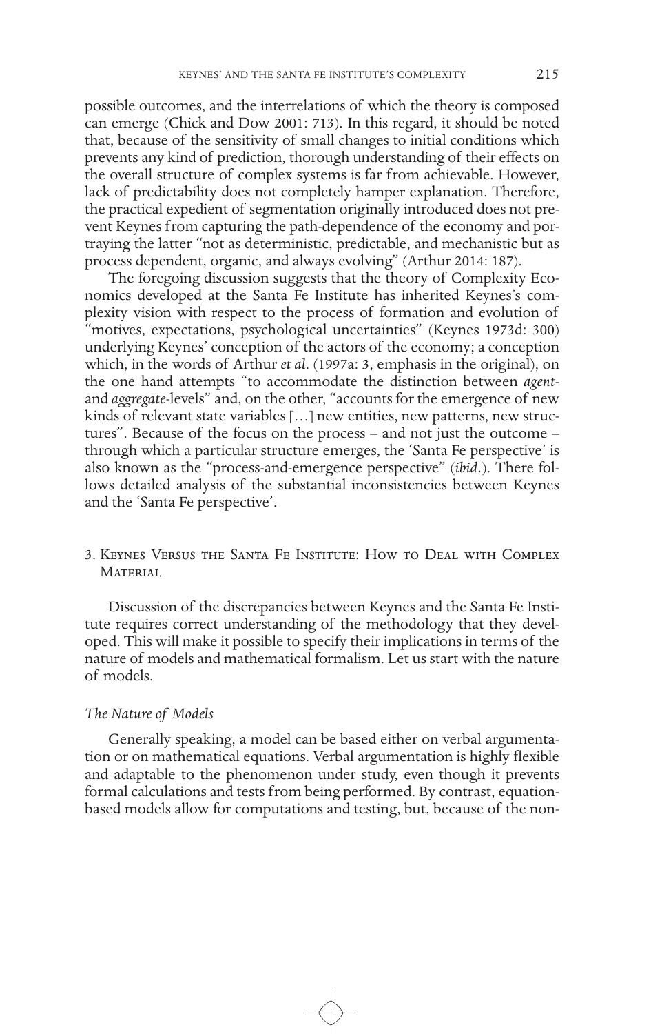possible outcomes, and the interrelations of which the theory is composed can emerge (Chick and Dow 2001: 713). In this regard, it should be noted that, because of the sensitivity of small changes to initial conditions which prevents any kind of prediction, thorough understanding of their effects on the overall structure of complex systems is far from achievable. However, lack of predictability does not completely hamper explanation. Therefore, the practical expedient of segmentation originally introduced does not prevent Keynes from capturing the path-dependence of the economy and portraying the latter "not as deterministic, predictable, and mechanistic but as process dependent, organic, and always evolving" (Arthur 2014: 187).

The foregoing discussion suggests that the theory of Complexity Economics developed at the Santa Fe Institute has inherited Keynes's complexity vision with respect to the process of formation and evolution of "motives, expectations, psychological uncertainties" (Keynes 1973d: 300) underlying Keynes' conception of the actors of the economy; a conception which, in the words of Arthur *et al*. (1997a: 3, emphasis in the original), on the one hand attempts "to accommodate the distinction between *agent*- and *aggregate*-levels" and, on the other, "accounts for the emergence of new kinds of relevant state variables […] new entities, new patterns, new structures". Because of the focus on the process – and not just the outcome – through which a particular structure emerges, the 'Santa Fe perspective' is also known as the "process-and-emergence perspective" (*ibid*.). There follows detailed analysis of the substantial inconsistencies between Keynes and the 'Santa Fe perspective'.

## 3. Keynes Versus the Santa Fe Institute: How to Deal with Complex Material

Discussion of the discrepancies between Keynes and the Santa Fe Institute requires correct understanding of the methodology that they developed. This will make it possible to specify their implications in terms of the nature of models and mathematical formalism. Let us start with the nature of models.

### *The Nature of Models*

Generally speaking, a model can be based either on verbal argumentation or on mathematical equations. Verbal argumentation is highly flexible and adaptable to the phenomenon under study, even though it prevents formal calculations and tests from being performed. By contrast, equation-based models allow for computations and testing, but, because of the non-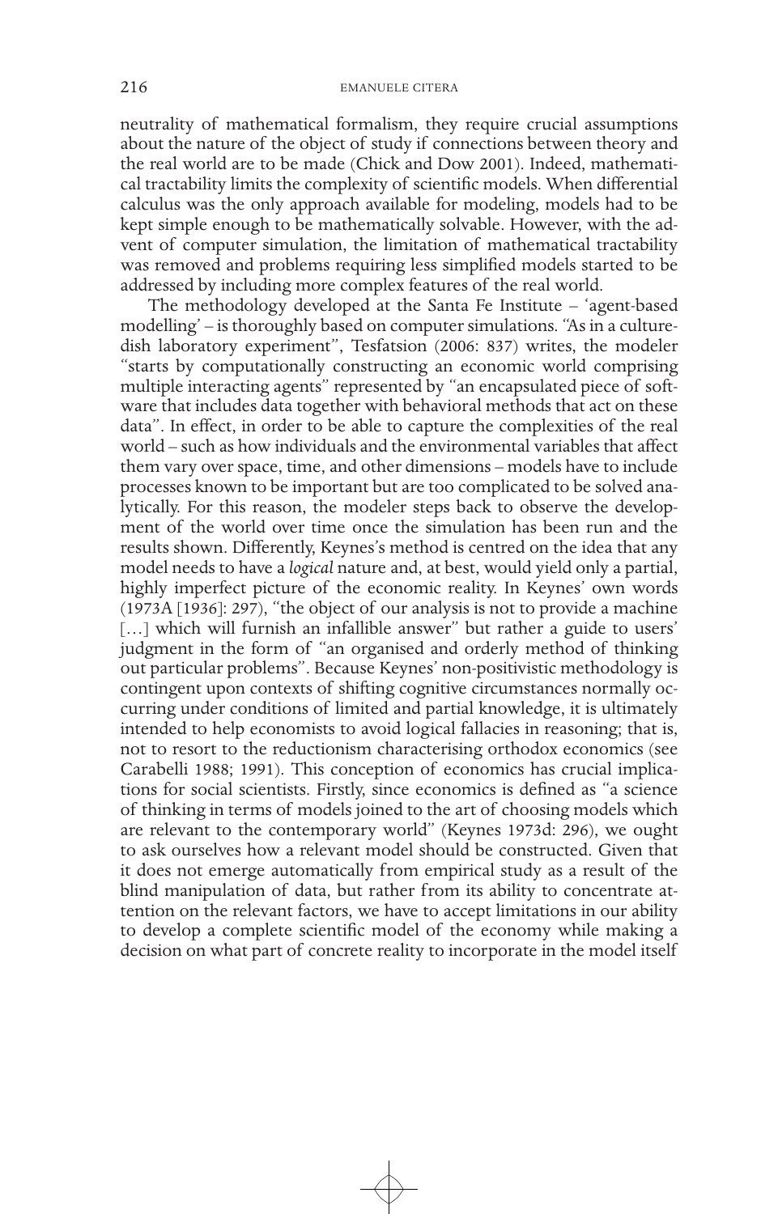neutrality of mathematical formalism, they require crucial assumptions about the nature of the object of study if connections between theory and the real world are to be made (Chick and Dow 2001). Indeed, mathematical tractability limits the complexity of scientific models. When differential calculus was the only approach available for modeling, models had to be kept simple enough to be mathematically solvable. However, with the advent of computer simulation, the limitation of mathematical tractability was removed and problems requiring less simplified models started to be addressed by including more complex features of the real world.

The methodology developed at the Santa Fe Institute – 'agent-based modelling' – is thoroughly based on computer simulations. "As in a culture-dish laboratory experiment", Tesfatsion (2006: 837) writes, the modeler "starts by computationally constructing an economic world comprising multiple interacting agents" represented by "an encapsulated piece of software that includes data together with behavioral methods that act on these data". In effect, in order to be able to capture the complexities of the real world – such as how individuals and the environmental variables that affect them vary over space, time, and other dimensions – models have to include processes known to be important but are too complicated to be solved analytically. For this reason, the modeler steps back to observe the development of the world over time once the simulation has been run and the results shown. Differently, Keynes's method is centred on the idea that any model needs to have a *logical* nature and, at best, would yield only a partial, highly imperfect picture of the economic reality. In Keynes' own words (1973A [1936]: 297), "the object of our analysis is not to provide a machine […] which will furnish an infallible answer" but rather a guide to users' judgment in the form of "an organised and orderly method of thinking out particular problems". Because Keynes' non-positivistic methodology is contingent upon contexts of shifting cognitive circumstances normally occurring under conditions of limited and partial knowledge, it is ultimately intended to help economists to avoid logical fallacies in reasoning; that is, not to resort to the reductionism characterising orthodox economics (see Carabelli 1988; 1991). This conception of economics has crucial implications for social scientists. Firstly, since economics is defined as "a science of thinking in terms of models joined to the art of choosing models which are relevant to the contemporary world" (Keynes 1973d: 296), we ought to ask ourselves how a relevant model should be constructed. Given that it does not emerge automatically from empirical study as a result of the blind manipulation of data, but rather from its ability to concentrate attention on the relevant factors, we have to accept limitations in our ability to develop a complete scientific model of the economy while making a decision on what part of concrete reality to incorporate in the model itself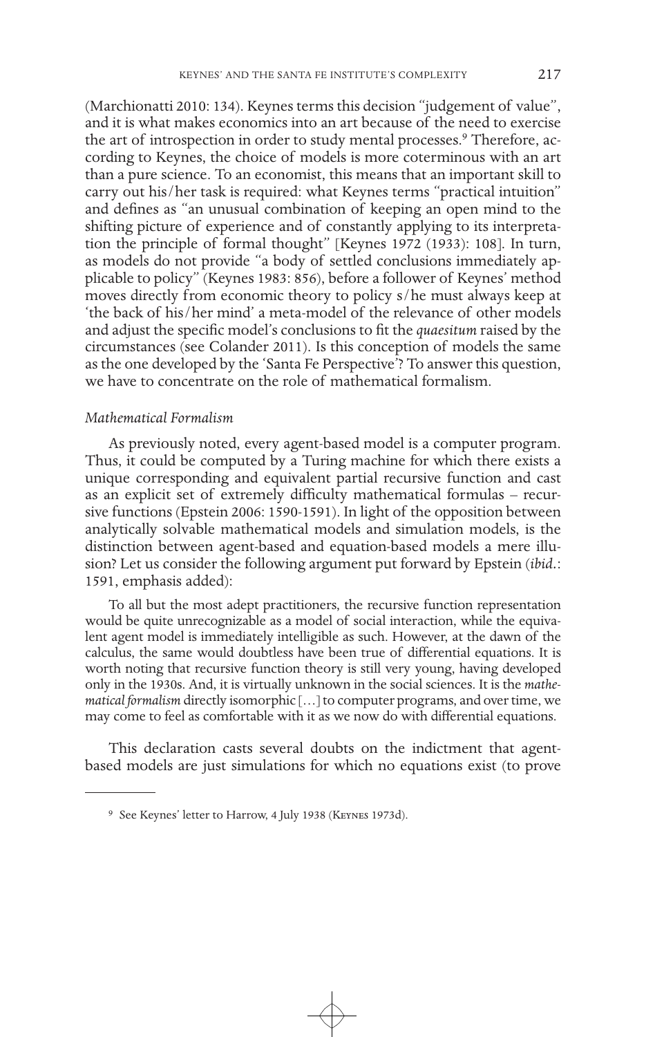(Marchionatti 2010: 134). Keynes terms this decision "judgement of value", and it is what makes economics into an art because of the need to exercise the art of introspection in order to study mental processes.[9] Therefore, according to Keynes, the choice of models is more coterminous with an art than a pure science. To an economist, this means that an important skill to carry out his/her task is required: what Keynes terms "practical intuition" and defines as "an unusual combination of keeping an open mind to the shifting picture of experience and of constantly applying to its interpretation the principle of formal thought" [Keynes 1972 (1933): 108]. In turn, as models do not provide "a body of settled conclusions immediately applicable to policy" (Keynes 1983: 856), before a follower of Keynes' method moves directly from economic theory to policy s/he must always keep at 'the back of his/her mind' a meta-model of the relevance of other models and adjust the specific model's conclusions to fit the *quaesitum* raised by the circumstances (see Colander 2011). Is this conception of models the same as the one developed by the 'Santa Fe Perspective'? To answer this question, we have to concentrate on the role of mathematical formalism.

### *Mathematical Formalism*

As previously noted, every agent-based model is a computer program. Thus, it could be computed by a Turing machine for which there exists a unique corresponding and equivalent partial recursive function and cast as an explicit set of extremely difficulty mathematical formulas – recursive functions (Epstein 2006: 1590-1591). In light of the opposition between analytically solvable mathematical models and simulation models, is the distinction between agent-based and equation-based models a mere illusion? Let us consider the following argument put forward by Epstein (*ibid.*: 1591, emphasis added):

> To all but the most adept practitioners, the recursive function representation would be quite unrecognizable as a model of social interaction, while the equivalent agent model is immediately intelligible as such. However, at the dawn of the calculus, the same would doubtless have been true of differential equations. It is worth noting that recursive function theory is still very young, having developed only in the 1930s. And, it is virtually unknown in the social sciences. It is the *mathematical formalism* directly isomorphic […] to computer programs, and over time, we may come to feel as comfortable with it as we now do with differential equations.

This declaration casts several doubts on the indictment that agent-based models are just simulations for which no equations exist (to prove

---

[9] See Keynes' letter to Harrow, 4 July 1938 (Keynes 1973d).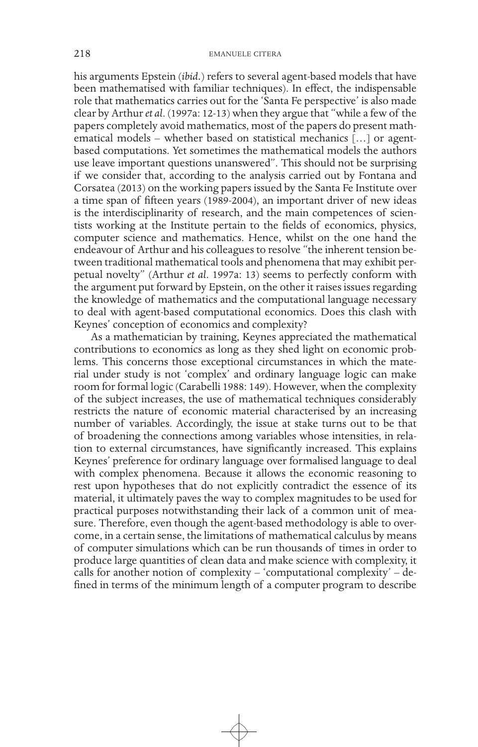his arguments Epstein (*ibid.*) refers to several agent-based models that have been mathematised with familiar techniques). In effect, the indispensable role that mathematics carries out for the 'Santa Fe perspective' is also made clear by Arthur *et al.* (1997a: 12-13) when they argue that "while a few of the papers completely avoid mathematics, most of the papers do present mathematical models – whether based on statistical mechanics […] or agent-based computations. Yet sometimes the mathematical models the authors use leave important questions unanswered". This should not be surprising if we consider that, according to the analysis carried out by Fontana and Corsatea (2013) on the working papers issued by the Santa Fe Institute over a time span of fifteen years (1989-2004), an important driver of new ideas is the interdisciplinarity of research, and the main competences of scientists working at the Institute pertain to the fields of economics, physics, computer science and mathematics. Hence, whilst on the one hand the endeavour of Arthur and his colleagues to resolve "the inherent tension between traditional mathematical tools and phenomena that may exhibit perpetual novelty" (Arthur *et al.* 1997a: 13) seems to perfectly conform with the argument put forward by Epstein, on the other it raises issues regarding the knowledge of mathematics and the computational language necessary to deal with agent-based computational economics. Does this clash with Keynes' conception of economics and complexity?

As a mathematician by training, Keynes appreciated the mathematical contributions to economics as long as they shed light on economic problems. This concerns those exceptional circumstances in which the material under study is not 'complex' and ordinary language logic can make room for formal logic (Carabelli 1988: 149). However, when the complexity of the subject increases, the use of mathematical techniques considerably restricts the nature of economic material characterised by an increasing number of variables. Accordingly, the issue at stake turns out to be that of broadening the connections among variables whose intensities, in relation to external circumstances, have significantly increased. This explains Keynes' preference for ordinary language over formalised language to deal with complex phenomena. Because it allows the economic reasoning to rest upon hypotheses that do not explicitly contradict the essence of its material, it ultimately paves the way to complex magnitudes to be used for practical purposes notwithstanding their lack of a common unit of measure. Therefore, even though the agent-based methodology is able to overcome, in a certain sense, the limitations of mathematical calculus by means of computer simulations which can be run thousands of times in order to produce large quantities of clean data and make science with complexity, it calls for another notion of complexity – 'computational complexity' – defined in terms of the minimum length of a computer program to describe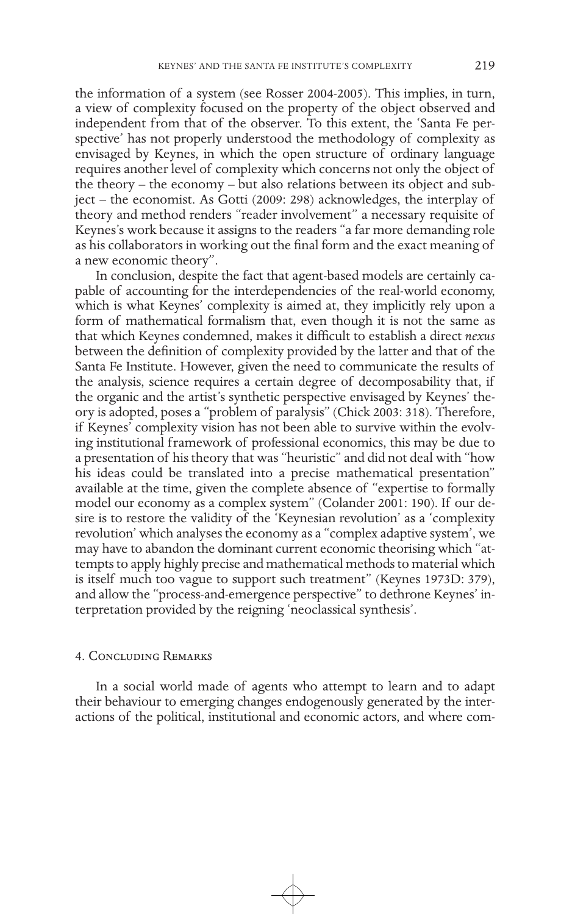the information of a system (see Rosser 2004-2005). This implies, in turn, a view of complexity focused on the property of the object observed and independent from that of the observer. To this extent, the 'Santa Fe perspective' has not properly understood the methodology of complexity as envisaged by Keynes, in which the open structure of ordinary language requires another level of complexity which concerns not only the object of the theory – the economy – but also relations between its object and subject – the economist. As Gotti (2009: 298) acknowledges, the interplay of theory and method renders "reader involvement" a necessary requisite of Keynes's work because it assigns to the readers "a far more demanding role as his collaborators in working out the final form and the exact meaning of a new economic theory".

In conclusion, despite the fact that agent-based models are certainly capable of accounting for the interdependencies of the real-world economy, which is what Keynes' complexity is aimed at, they implicitly rely upon a form of mathematical formalism that, even though it is not the same as that which Keynes condemned, makes it difficult to establish a direct *nexus* between the definition of complexity provided by the latter and that of the Santa Fe Institute. However, given the need to communicate the results of the analysis, science requires a certain degree of decomposability that, if the organic and the artist's synthetic perspective envisaged by Keynes' theory is adopted, poses a "problem of paralysis" (Chick 2003: 318). Therefore, if Keynes' complexity vision has not been able to survive within the evolving institutional framework of professional economics, this may be due to a presentation of his theory that was "heuristic" and did not deal with "how his ideas could be translated into a precise mathematical presentation" available at the time, given the complete absence of "expertise to formally model our economy as a complex system" (Colander 2001: 190). If our desire is to restore the validity of the 'Keynesian revolution' as a 'complexity revolution' which analyses the economy as a "complex adaptive system', we may have to abandon the dominant current economic theorising which "attempts to apply highly precise and mathematical methods to material which is itself much too vague to support such treatment" (Keynes 1973D: 379), and allow the "process-and-emergence perspective" to dethrone Keynes' interpretation provided by the reigning 'neoclassical synthesis'.

## 4. Concluding Remarks

In a social world made of agents who attempt to learn and to adapt their behaviour to emerging changes endogenously generated by the interactions of the political, institutional and economic actors, and where com-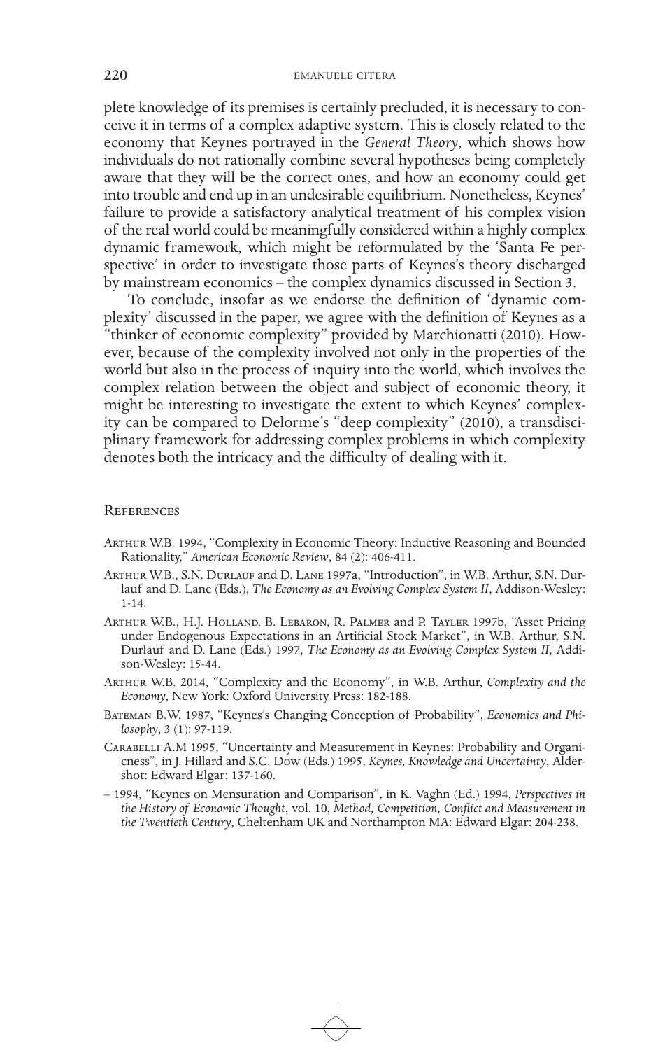plete knowledge of its premises is certainly precluded, it is necessary to conceive it in terms of a complex adaptive system. This is closely related to the economy that Keynes portrayed in the *General Theory*, which shows how individuals do not rationally combine several hypotheses being completely aware that they will be the correct ones, and how an economy could get into trouble and end up in an undesirable equilibrium. Nonetheless, Keynes' failure to provide a satisfactory analytical treatment of his complex vision of the real world could be meaningfully considered within a highly complex dynamic framework, which might be reformulated by the 'Santa Fe perspective' in order to investigate those parts of Keynes's theory discharged by mainstream economics – the complex dynamics discussed in Section 3.

To conclude, insofar as we endorse the definition of 'dynamic complexity' discussed in the paper, we agree with the definition of Keynes as a "thinker of economic complexity" provided by Marchionatti (2010). However, because of the complexity involved not only in the properties of the world but also in the process of inquiry into the world, which involves the complex relation between the object and subject of economic theory, it might be interesting to investigate the extent to which Keynes' complexity can be compared to Delorme's "deep complexity" (2010), a transdisciplinary framework for addressing complex problems in which complexity denotes both the intricacy and the difficulty of dealing with it.

## References

Arthur W.B. 1994, "Complexity in Economic Theory: Inductive Reasoning and Bounded Rationality," *American Economic Review*, 84 (2): 406-411.

Arthur W.B., S.N. Durlauf and D. Lane 1997a, "Introduction", in W.B. Arthur, S.N. Durlauf and D. Lane (Eds.), *The Economy as an Evolving Complex System II*, Addison-Wesley: 1-14.

Arthur W.B., H.J. Holland, B. Lebaron, R. Palmer and P. Tayler 1997b, "Asset Pricing under Endogenous Expectations in an Artificial Stock Market", in W.B. Arthur, S.N. Durlauf and D. Lane (Eds.) 1997, *The Economy as an Evolving Complex System II*, Addison-Wesley: 15-44.

Arthur W.B. 2014, "Complexity and the Economy", in W.B. Arthur, *Complexity and the Economy*, New York: Oxford University Press: 182-188.

Bateman B.W. 1987, "Keynes's Changing Conception of Probability", *Economics and Philosophy*, 3 (1): 97-119.

Carabelli A.M 1995, "Uncertainty and Measurement in Keynes: Probability and Organicness", in J. Hillard and S.C. Dow (Eds.) 1995, *Keynes, Knowledge and Uncertainty*, Aldershot: Edward Elgar: 137-160.

– 1994, "Keynes on Mensuration and Comparison", in K. Vaghn (Ed.) 1994, *Perspectives in the History of Economic Thought*, vol. 10, *Method, Competition, Conflict and Measurement in the Twentieth Century*, Cheltenham UK and Northampton MA: Edward Elgar: 204-238.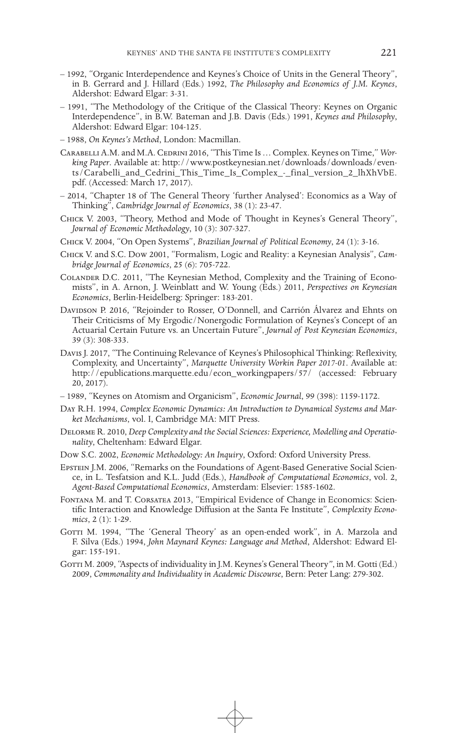– 1992, "Organic Interdependence and Keynes's Choice of Units in the General Theory", in B. Gerrard and J. Hillard (Eds.) 1992, *The Philosophy and Economics of J.M. Keynes*, Aldershot: Edward Elgar: 3-31.

– 1991, "The Methodology of the Critique of the Classical Theory: Keynes on Organic Interdependence", in B.W. Bateman and J.B. Davis (Eds.) 1991, *Keynes and Philosophy*, Aldershot: Edward Elgar: 104-125.

– 1988, *On Keynes's Method*, London: Macmillan.

Carabelli A.M. and M.A. Cedrini 2016, "This Time Is … Complex. Keynes on Time," *Working Paper*. Available at: http://www.postkeynesian.net/downloads/downloads/events/Carabelli_and_Cedrini_This_Time_Is_Complex_-_final_version_2_lhXhVbE.pdf. (Accessed: March 17, 2017).

– 2014, "Chapter 18 of The General Theory 'further Analysed': Economics as a Way of Thinking", *Cambridge Journal of Economics*, 38 (1): 23-47.

Chick V. 2003, "Theory, Method and Mode of Thought in Keynes's General Theory", *Journal of Economic Methodology*, 10 (3): 307-327.

Chick V. 2004, "On Open Systems", *Brazilian Journal of Political Economy*, 24 (1): 3-16.

Chick V. and S.C. Dow 2001, "Formalism, Logic and Reality: a Keynesian Analysis", *Cambridge Journal of Economics*, 25 (6): 705-722.

Colander D.C. 2011, "The Keynesian Method, Complexity and the Training of Economists", in A. Arnon, J. Weinblatt and W. Young (Eds.) 2011, *Perspectives on Keynesian Economics*, Berlin-Heidelberg: Springer: 183-201.

Davidson P. 2016, "Rejoinder to Rosser, O'Donnell, and Carrión Álvarez and Ehnts on Their Criticisms of My Ergodic/Nonergodic Formulation of Keynes's Concept of an Actuarial Certain Future vs. an Uncertain Future", *Journal of Post Keynesian Economics*, 39 (3): 308-333.

Davis J. 2017, "The Continuing Relevance of Keynes's Philosophical Thinking: Reflexivity, Complexity, and Uncertainty", *Marquette University Workin Paper 2017-01*. Available at: http://epublications.marquette.edu/econ_workingpapers/57/ (accessed: February 20, 2017).

– 1989, "Keynes on Atomism and Organicism", *Economic Journal*, 99 (398): 1159-1172.

Day R.H. 1994, *Complex Economic Dynamics: An Introduction to Dynamical Systems and Market Mechanisms*, vol. I, Cambridge MA: MIT Press.

Delorme R. 2010, *Deep Complexity and the Social Sciences: Experience, Modelling and Operationality*, Cheltenham: Edward Elgar.

Dow S.C. 2002, *Economic Methodology: An Inquiry*, Oxford: Oxford University Press.

Epstein J.M. 2006, "Remarks on the Foundations of Agent-Based Generative Social Science, in L. Tesfatsion and K.L. Judd (Eds.), *Handbook of Computational Economics*, vol. 2, *Agent-Based Computational Economics*, Amsterdam: Elsevier: 1585-1602.

Fontana M. and T. Corsatea 2013, "Empirical Evidence of Change in Economics: Scientific Interaction and Knowledge Diffusion at the Santa Fe Institute", *Complexity Economics*, 2 (1): 1-29.

Gotti M. 1994, "The 'General Theory' as an open-ended work", in A. Marzola and F. Silva (Eds.) 1994, *John Maynard Keynes: Language and Method*, Aldershot: Edward Elgar: 155-191.

Gotti M. 2009, "Aspects of individuality in J.M. Keynes's General Theory", in M. Gotti (Ed.) 2009, *Commonality and Individuality in Academic Discourse*, Bern: Peter Lang: 279-302.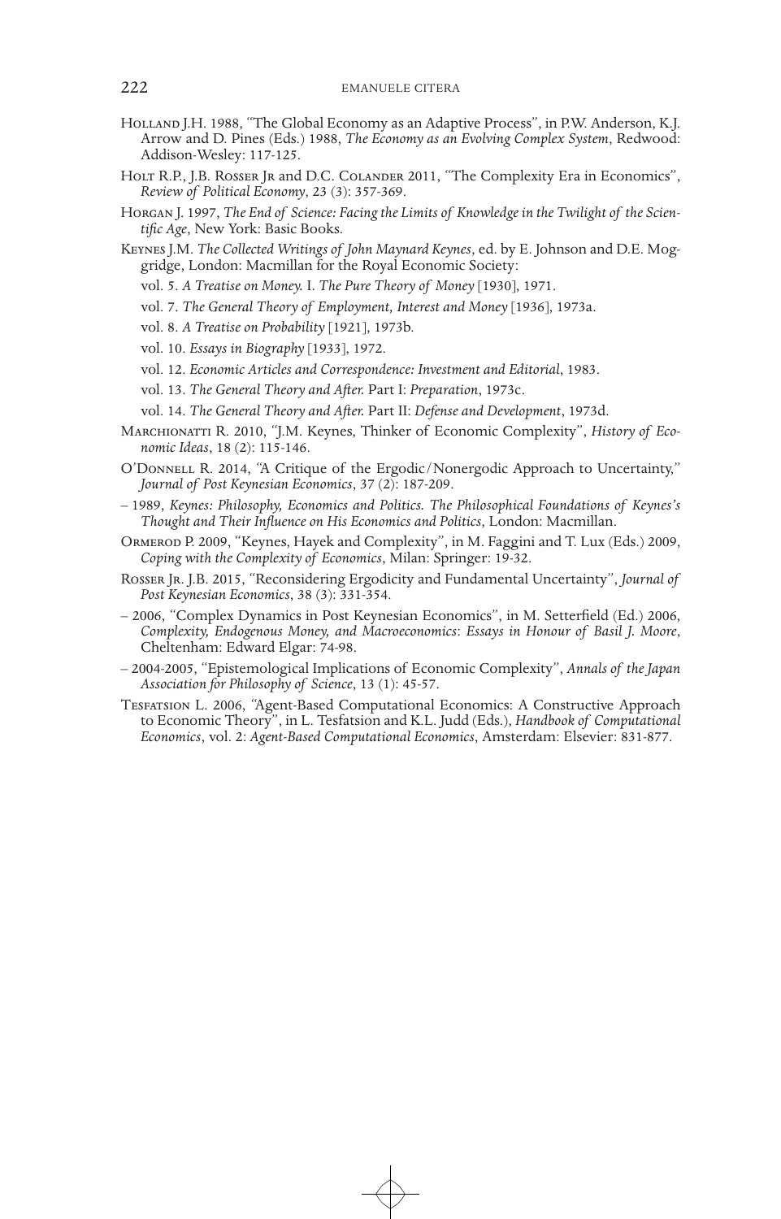Holland J.H. 1988, "The Global Economy as an Adaptive Process", in P.W. Anderson, K.J. Arrow and D. Pines (Eds.) 1988, *The Economy as an Evolving Complex System*, Redwood: Addison-Wesley: 117-125.

Holt R.P., J.B. Rosser Jr and D.C. Colander 2011, "The Complexity Era in Economics", *Review of Political Economy*, 23 (3): 357-369.

Horgan J. 1997, *The End of Science: Facing the Limits of Knowledge in the Twilight of the Scientific Age*, New York: Basic Books.

Keynes J.M. *The Collected Writings of John Maynard Keynes*, ed. by E. Johnson and D.E. Moggridge, London: Macmillan for the Royal Economic Society:

vol. 5. *A Treatise on Money.* I. *The Pure Theory of Money* [1930], 1971.

vol. 7. *The General Theory of Employment, Interest and Money* [1936], 1973a.

vol. 8. *A Treatise on Probability* [1921], 1973b.

vol. 10. *Essays in Biography* [1933], 1972.

vol. 12. *Economic Articles and Correspondence: Investment and Editorial*, 1983.

vol. 13. *The General Theory and After.* Part I: *Preparation*, 1973c.

vol. 14. *The General Theory and After.* Part II: *Defense and Development*, 1973d.

Marchionatti R. 2010, "J.M. Keynes, Thinker of Economic Complexity", *History of Economic Ideas*, 18 (2): 115-146.

O'Donnell R. 2014, "A Critique of the Ergodic/Nonergodic Approach to Uncertainty," *Journal of Post Keynesian Economics*, 37 (2): 187-209.

– 1989, *Keynes: Philosophy, Economics and Politics. The Philosophical Foundations of Keynes's Thought and Their Influence on His Economics and Politics*, London: Macmillan.

Ormerod P. 2009, "Keynes, Hayek and Complexity", in M. Faggini and T. Lux (Eds.) 2009, *Coping with the Complexity of Economics*, Milan: Springer: 19-32.

Rosser Jr. J.B. 2015, "Reconsidering Ergodicity and Fundamental Uncertainty", *Journal of Post Keynesian Economics*, 38 (3): 331-354.

– 2006, "Complex Dynamics in Post Keynesian Economics", in M. Setterfield (Ed.) 2006, *Complexity, Endogenous Money, and Macroeconomics*: *Essays in Honour of Basil J. Moore*, Cheltenham: Edward Elgar: 74-98.

– 2004-2005, "Epistemological Implications of Economic Complexity", *Annals of the Japan Association for Philosophy of Science*, 13 (1): 45-57.

Tesfatsion L. 2006, "Agent-Based Computational Economics: A Constructive Approach to Economic Theory", in L. Tesfatsion and K.L. Judd (Eds.), *Handbook of Computational Economics*, vol. 2: *Agent-Based Computational Economics*, Amsterdam: Elsevier: 831-877.